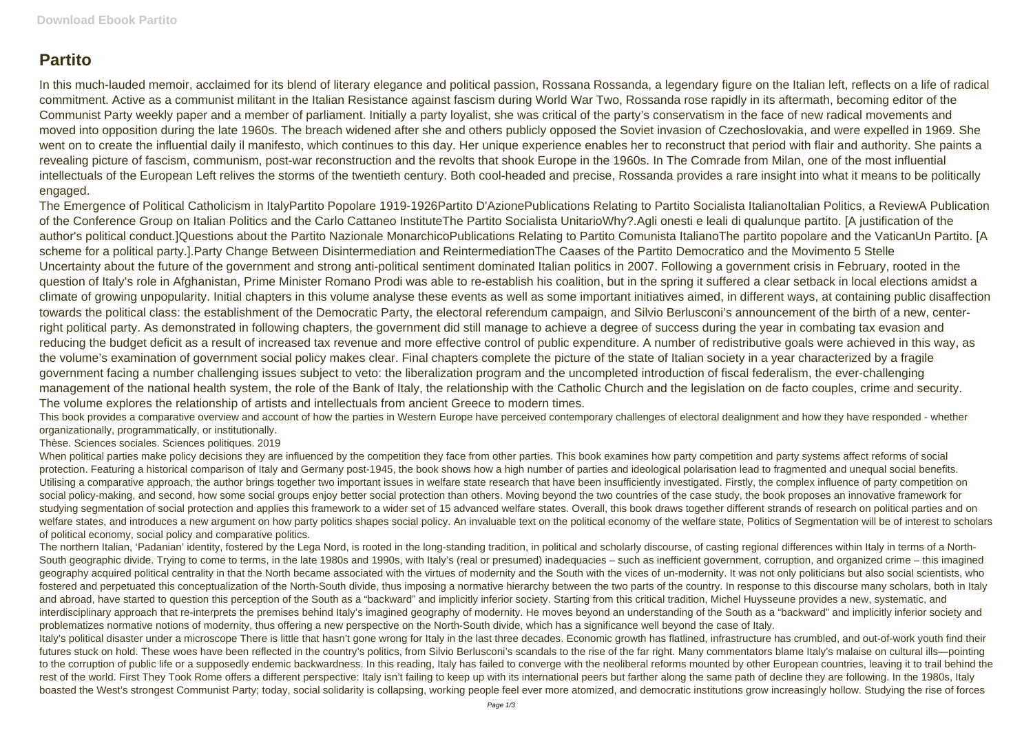# Partito

In this much-lauded memoir, acclaimed for its blend of literary elegance and political passion, Rossana Rossanda, a legendary figure on the Italian left, reflects on a life of radical commitment. Active as a communist militant in the Italian Resistance against fascism during World War Two, Rossanda rose rapidly in its aftermath, becoming editor of the Communist Party weekly paper and a member of parliament. Initially a party loyalist, she was critical of the party's conservatism in the face of new radical movements and moved into opposition during the late 1960s. The breach widened after she and others publicly opposed the Soviet invasion of Czechoslovakia, and were expelled in 1969. She went on to create the influential daily il manifesto, which continues to this day. Her unique experience enables her to reconstruct that period with flair and authority. She paints a revealing picture of fascism, communism, post-war reconstruction and the revolts that shook Europe in the 1960s. In The Comrade from Milan, one of the most influential intellectuals of the European Left relives the storms of the twentieth century. Both cool-headed and precise, Rossanda provides a rare insight into what it means to be politically engaged.

The Emergence of Political Catholicism in ItalyPartito Popolare 1919-1926Partito D'AzionePublications Relating to Partito Socialista ItalianoItalian Politics, a ReviewA Publication of the Conference Group on Italian Politics and the Carlo Cattaneo InstituteThe Partito Socialista UnitarioWhy?.Agli onesti e leali di qualunque partito. [A justification of the author's political conduct.]Questions about the Partito Nazionale MonarchicoPublications Relating to Partito Comunista ItalianoThe partito popolare and the VaticanUn Partito. [A scheme for a political party.].Party Change Between Disintermediation and ReintermediationThe Caases of the Partito Democratico and the Movimento 5 Stelle

Uncertainty about the future of the government and strong anti-political sentiment dominated Italian politics in 2007. Following a government crisis in February, rooted in the question of Italy's role in Afghanistan, Prime Minister Romano Prodi was able to re-establish his coalition, but in the spring it suffered a clear setback in local elections amidst a climate of growing unpopularity. Initial chapters in this volume analyse these events as well as some important initiatives aimed, in different ways, at containing public disaffection towards the political class: the establishment of the Democratic Party, the electoral referendum campaign, and Silvio Berlusconi's announcement of the birth of a new, center-right political party. As demonstrated in following chapters, the government did still manage to achieve a degree of success during the year in combating tax evasion and reducing the budget deficit as a result of increased tax revenue and more effective control of public expenditure. A number of redistributive goals were achieved in this way, as the volume's examination of government social policy makes clear. Final chapters complete the picture of the state of Italian society in a year characterized by a fragile government facing a number challenging issues subject to veto: the liberalization program and the uncompleted introduction of fiscal federalism, the ever-challenging management of the national health system, the role of the Bank of Italy, the relationship with the Catholic Church and the legislation on de facto couples, crime and security.

The volume explores the relationship of artists and intellectuals from ancient Greece to modern times.

This book provides a comparative overview and account of how the parties in Western Europe have perceived contemporary challenges of electoral dealignment and how they have responded - whether organizationally, programmatically, or institutionally.

Thèse. Sciences sociales. Sciences politiques. 2019

When political parties make policy decisions they are influenced by the competition they face from other parties. This book examines how party competition and party systems affect reforms of social protection. Featuring a historical comparison of Italy and Germany post-1945, the book shows how a high number of parties and ideological polarisation lead to fragmented and unequal social benefits. Utilising a comparative approach, the author brings together two important issues in welfare state research that have been insufficiently investigated. Firstly, the complex influence of party competition on social policy-making, and second, how some social groups enjoy better social protection than others. Moving beyond the two countries of the case study, the book proposes an innovative framework for studying segmentation of social protection and applies this framework to a wider set of 15 advanced welfare states. Overall, this book draws together different strands of research on political parties and on welfare states, and introduces a new argument on how party politics shapes social policy. An invaluable text on the political economy of the welfare state, Politics of Segmentation will be of interest to scholars of political economy, social policy and comparative politics.

The northern Italian, 'Padanian' identity, fostered by the Lega Nord, is rooted in the long-standing tradition, in political and scholarly discourse, of casting regional differences within Italy in terms of a North-South geographic divide. Trying to come to terms, in the late 1980s and 1990s, with Italy's (real or presumed) inadequacies – such as inefficient government, corruption, and organized crime – this imagined geography acquired political centrality in that the North became associated with the virtues of modernity and the South with the vices of un-modernity. It was not only politicians but also social scientists, who fostered and perpetuated this conceptualization of the North-South divide, thus imposing a normative hierarchy between the two parts of the country. In response to this discourse many scholars, both in Italy and abroad, have started to question this perception of the South as a "backward" and implicitly inferior society. Starting from this critical tradition, Michel Huysseune provides a new, systematic, and interdisciplinary approach that re-interprets the premises behind Italy's imagined geography of modernity. He moves beyond an understanding of the South as a "backward" and implicitly inferior society and problematizes normative notions of modernity, thus offering a new perspective on the North-South divide, which has a significance well beyond the case of Italy.

Italy's political disaster under a microscope There is little that hasn't gone wrong for Italy in the last three decades. Economic growth has flatlined, infrastructure has crumbled, and out-of-work youth find their futures stuck on hold. These woes have been reflected in the country's politics, from Silvio Berlusconi's scandals to the rise of the far right. Many commentators blame Italy's malaise on cultural ills—pointing to the corruption of public life or a supposedly endemic backwardness. In this reading, Italy has failed to converge with the neoliberal reforms mounted by other European countries, leaving it to trail behind the rest of the world. First They Took Rome offers a different perspective: Italy isn't failing to keep up with its international peers but farther along the same path of decline they are following. In the 1980s, Italy boasted the West's strongest Communist Party; today, social solidarity is collapsing, working people feel ever more atomized, and democratic institutions grow increasingly hollow. Studying the rise of forces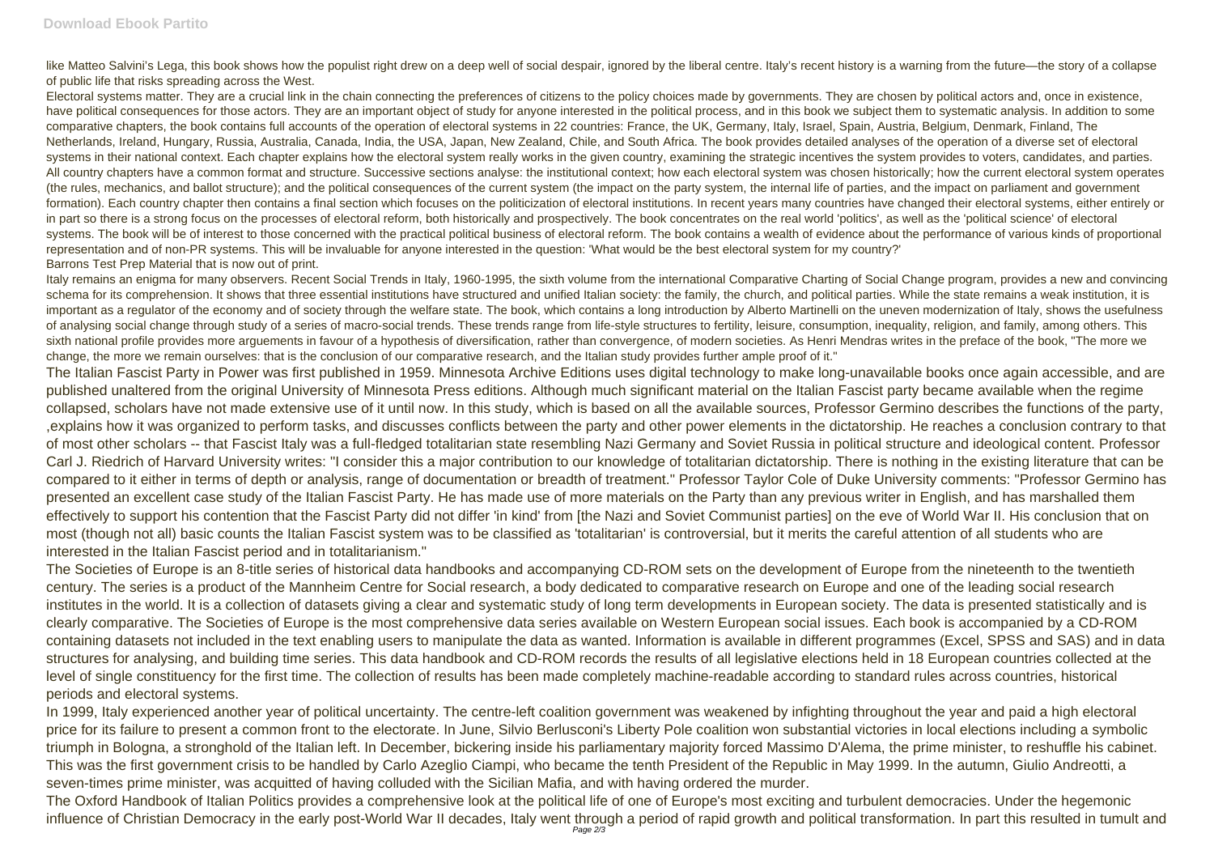like Matteo Salvini's Lega, this book shows how the populist right drew on a deep well of social despair, ignored by the liberal centre. Italy's recent history is a warning from the future—the story of a collapse of public life that risks spreading across the West.

Electoral systems matter. They are a crucial link in the chain connecting the preferences of citizens to the policy choices made by governments. They are chosen by political actors and, once in existence, have political consequences for those actors. They are an important object of study for anyone interested in the political process, and in this book we subject them to systematic analysis. In addition to some comparative chapters, the book contains full accounts of the operation of electoral systems in 22 countries: France, the UK, Germany, Italy, Israel, Spain, Austria, Belgium, Denmark, Finland, The Netherlands, Ireland, Hungary, Russia, Australia, Canada, India, the USA, Japan, New Zealand, Chile, and South Africa. The book provides detailed analyses of the operation of a diverse set of electoral systems in their national context. Each chapter explains how the electoral system really works in the given country, examining the strategic incentives the system provides to voters, candidates, and parties. All country chapters have a common format and structure. Successive sections analyse: the institutional context; how each electoral system was chosen historically; how the current electoral system operates (the rules, mechanics, and ballot structure); and the political consequences of the current system (the impact on the party system, the internal life of parties, and the impact on parliament and government formation). Each country chapter then contains a final section which focuses on the politicization of electoral institutions. In recent years many countries have changed their electoral systems, either entirely or in part so there is a strong focus on the processes of electoral reform, both historically and prospectively. The book concentrates on the real world 'politics', as well as the 'political science' of electoral systems. The book will be of interest to those concerned with the practical political business of electoral reform. The book contains a wealth of evidence about the performance of various kinds of proportional representation and of non-PR systems. This will be invaluable for anyone interested in the question: 'What would be the best electoral system for my country?'

Barrons Test Prep Material that is now out of print.

Italy remains an enigma for many observers. Recent Social Trends in Italy, 1960-1995, the sixth volume from the international Comparative Charting of Social Change program, provides a new and convincing schema for its comprehension. It shows that three essential institutions have structured and unified Italian society: the family, the church, and political parties. While the state remains a weak institution, it is important as a regulator of the economy and of society through the welfare state. The book, which contains a long introduction by Alberto Martinelli on the uneven modernization of Italy, shows the usefulness of analysing social change through study of a series of macro-social trends. These trends range from life-style structures to fertility, leisure, consumption, inequality, religion, and family, among others. This sixth national profile provides more arguements in favour of a hypothesis of diversification, rather than convergence, of modern societies. As Henri Mendras writes in the preface of the book, "The more we change, the more we remain ourselves: that is the conclusion of our comparative research, and the Italian study provides further ample proof of it."

The Italian Fascist Party in Power was first published in 1959. Minnesota Archive Editions uses digital technology to make long-unavailable books once again accessible, and are published unaltered from the original University of Minnesota Press editions. Although much significant material on the Italian Fascist party became available when the regime collapsed, scholars have not made extensive use of it until now. In this study, which is based on all the available sources, Professor Germino describes the functions of the party, ,explains how it was organized to perform tasks, and discusses conflicts between the party and other power elements in the dictatorship. He reaches a conclusion contrary to that of most other scholars -- that Fascist Italy was a full-fledged totalitarian state resembling Nazi Germany and Soviet Russia in political structure and ideological content. Professor Carl J. Riedrich of Harvard University writes: "I consider this a major contribution to our knowledge of totalitarian dictatorship. There is nothing in the existing literature that can be compared to it either in terms of depth or analysis, range of documentation or breadth of treatment." Professor Taylor Cole of Duke University comments: "Professor Germino has presented an excellent case study of the Italian Fascist Party. He has made use of more materials on the Party than any previous writer in English, and has marshalled them effectively to support his contention that the Fascist Party did not differ 'in kind' from [the Nazi and Soviet Communist parties] on the eve of World War II. His conclusion that on most (though not all) basic counts the Italian Fascist system was to be classified as 'totalitarian' is controversial, but it merits the careful attention of all students who are interested in the Italian Fascist period and in totalitarianism."

The Societies of Europe is an 8-title series of historical data handbooks and accompanying CD-ROM sets on the development of Europe from the nineteenth to the twentieth century. The series is a product of the Mannheim Centre for Social research, a body dedicated to comparative research on Europe and one of the leading social research institutes in the world. It is a collection of datasets giving a clear and systematic study of long term developments in European society. The data is presented statistically and is clearly comparative. The Societies of Europe is the most comprehensive data series available on Western European social issues. Each book is accompanied by a CD-ROM containing datasets not included in the text enabling users to manipulate the data as wanted. Information is available in different programmes (Excel, SPSS and SAS) and in data structures for analysing, and building time series. This data handbook and CD-ROM records the results of all legislative elections held in 18 European countries collected at the level of single constituency for the first time. The collection of results has been made completely machine-readable according to standard rules across countries, historical periods and electoral systems.

In 1999, Italy experienced another year of political uncertainty. The centre-left coalition government was weakened by infighting throughout the year and paid a high electoral price for its failure to present a common front to the electorate. In June, Silvio Berlusconi's Liberty Pole coalition won substantial victories in local elections including a symbolic triumph in Bologna, a stronghold of the Italian left. In December, bickering inside his parliamentary majority forced Massimo D'Alema, the prime minister, to reshuffle his cabinet. This was the first government crisis to be handled by Carlo Azeglio Ciampi, who became the tenth President of the Republic in May 1999. In the autumn, Giulio Andreotti, a seven-times prime minister, was acquitted of having colluded with the Sicilian Mafia, and with having ordered the murder.

The Oxford Handbook of Italian Politics provides a comprehensive look at the political life of one of Europe's most exciting and turbulent democracies. Under the hegemonic influence of Christian Democracy in the early post-World War II decades, Italy went through a period of rapid growth and political transformation. In part this resulted in tumult and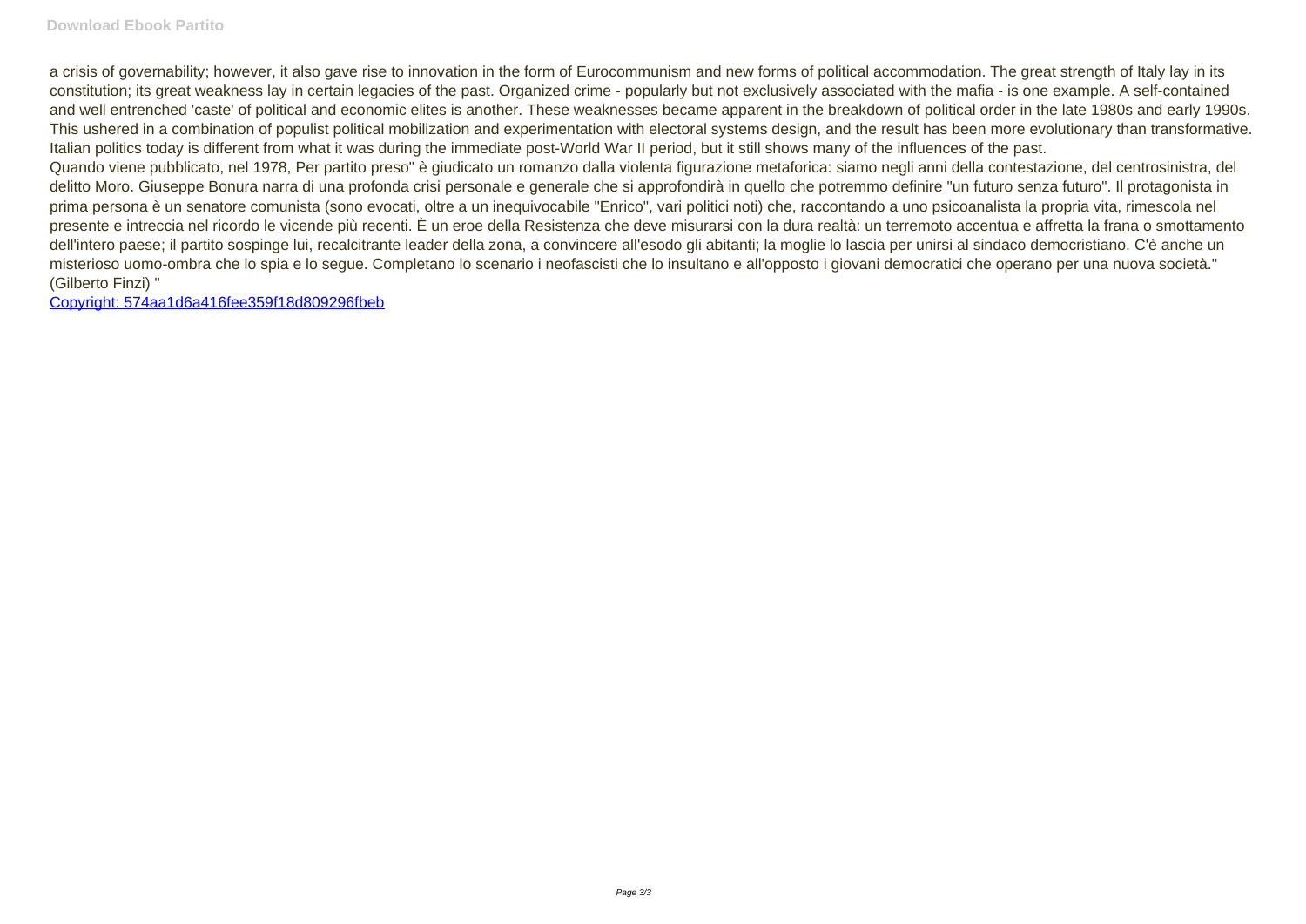a crisis of governability; however, it also gave rise to innovation in the form of Eurocommunism and new forms of political accommodation. The great strength of Italy lay in its constitution; its great weakness lay in certain legacies of the past. Organized crime - popularly but not exclusively associated with the mafia - is one example. A self-contained and well entrenched 'caste' of political and economic elites is another. These weaknesses became apparent in the breakdown of political order in the late 1980s and early 1990s. This ushered in a combination of populist political mobilization and experimentation with electoral systems design, and the result has been more evolutionary than transformative. Italian politics today is different from what it was during the immediate post-World War II period, but it still shows many of the influences of the past.

Quando viene pubblicato, nel 1978, Per partito preso" è giudicato un romanzo dalla violenta figurazione metaforica: siamo negli anni della contestazione, del centrosinistra, del delitto Moro. Giuseppe Bonura narra di una profonda crisi personale e generale che si approfondirà in quello che potremmo definire "un futuro senza futuro". Il protagonista in prima persona è un senatore comunista (sono evocati, oltre a un inequivocabile "Enrico", vari politici noti) che, raccontando a uno psicoanalista la propria vita, rimescola nel presente e intreccia nel ricordo le vicende più recenti. È un eroe della Resistenza che deve misurarsi con la dura realtà: un terremoto accentua e affretta la frana o smottamento dell'intero paese; il partito sospinge lui, recalcitrante leader della zona, a convincere all'esodo gli abitanti; la moglie lo lascia per unirsi al sindaco democristiano. C'è anche un misterioso uomo-ombra che lo spia e lo segue. Completano lo scenario i neofascisti che lo insultano e all'opposto i giovani democratici che operano per una nuova società." (Gilberto Finzi) "

Copyright: 574aa1d6a416fee359f18d809296fbeb